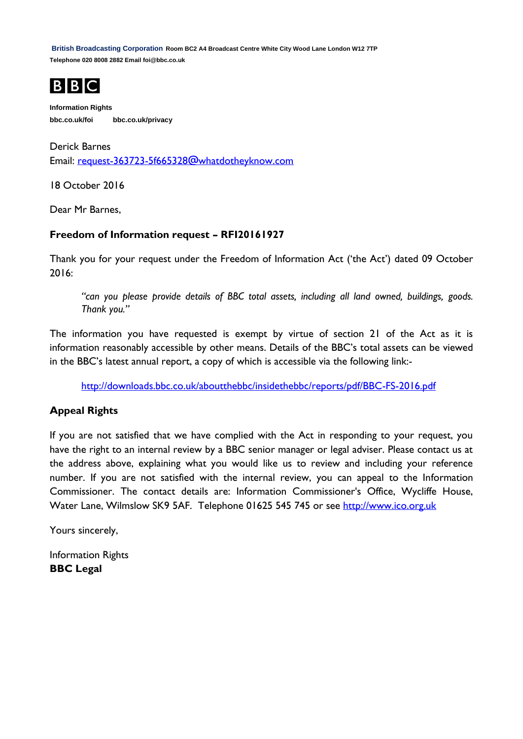**British Broadcasting Corporation** Room BC2 A4 Broadcast Centre White City Wood Lane London W12 7TP
Telephone 020 8008 2882 Email foi@bbc.co.uk

BBC

**Information Rights**
bbc.co.uk/foi    bbc.co.uk/privacy

Derick Barnes
Email: request-363723-5f665328@whatdotheyknow.com

18 October 2016

Dear Mr Barnes,

**Freedom of Information request – RFI20161927**

Thank you for your request under the Freedom of Information Act ('the Act') dated 09 October 2016:

> *"can you please provide details of BBC total assets, including all land owned, buildings, goods. Thank you."*

The information you have requested is exempt by virtue of section 21 of the Act as it is information reasonably accessible by other means. Details of the BBC's total assets can be viewed in the BBC's latest annual report, a copy of which is accessible via the following link:-

> http://downloads.bbc.co.uk/aboutthebbc/insidethebbc/reports/pdf/BBC-FS-2016.pdf

**Appeal Rights**

If you are not satisfied that we have complied with the Act in responding to your request, you have the right to an internal review by a BBC senior manager or legal adviser. Please contact us at the address above, explaining what you would like us to review and including your reference number. If you are not satisfied with the internal review, you can appeal to the Information Commissioner. The contact details are: Information Commissioner's Office, Wycliffe House, Water Lane, Wilmslow SK9 5AF. Telephone 01625 545 745 or see http://www.ico.org.uk

Yours sincerely,

Information Rights
**BBC Legal**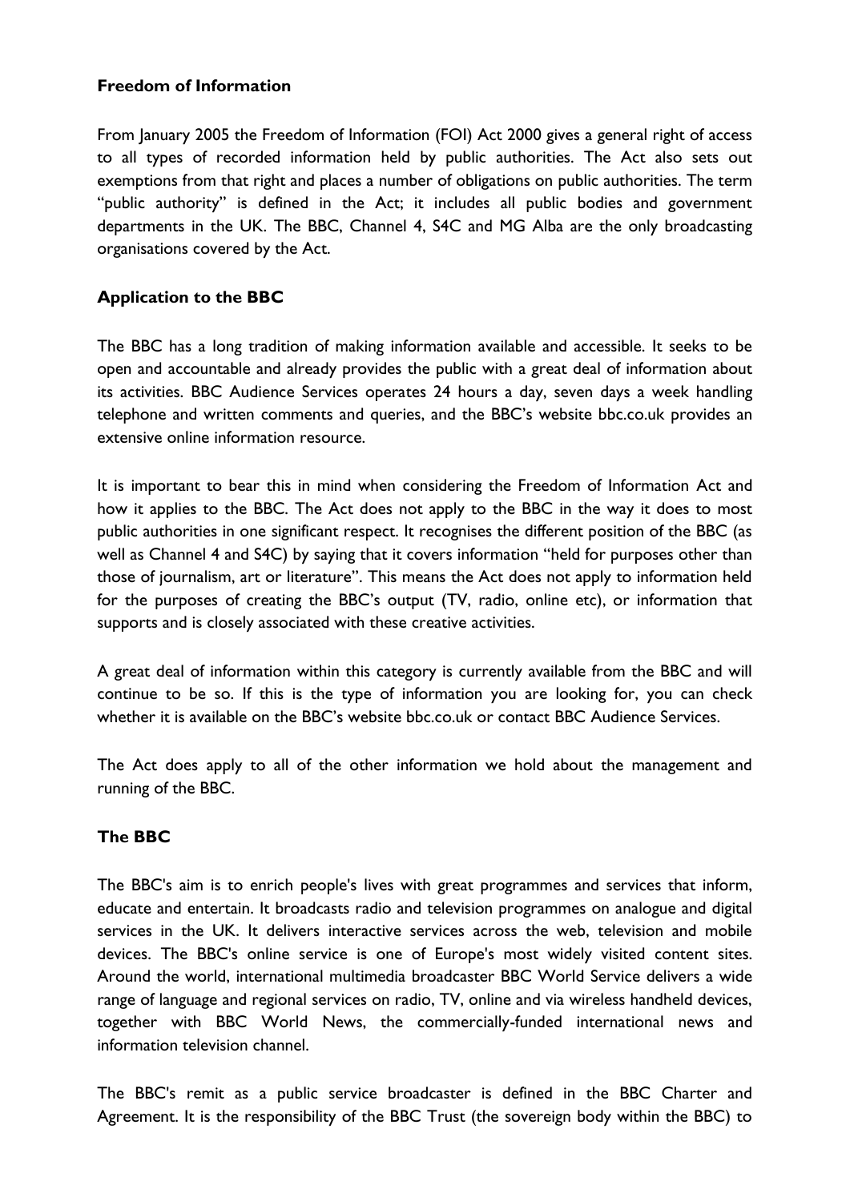## Freedom of Information

From January 2005 the Freedom of Information (FOI) Act 2000 gives a general right of access to all types of recorded information held by public authorities. The Act also sets out exemptions from that right and places a number of obligations on public authorities. The term "public authority" is defined in the Act; it includes all public bodies and government departments in the UK. The BBC, Channel 4, S4C and MG Alba are the only broadcasting organisations covered by the Act.

## Application to the BBC

The BBC has a long tradition of making information available and accessible. It seeks to be open and accountable and already provides the public with a great deal of information about its activities. BBC Audience Services operates 24 hours a day, seven days a week handling telephone and written comments and queries, and the BBC's website bbc.co.uk provides an extensive online information resource.

It is important to bear this in mind when considering the Freedom of Information Act and how it applies to the BBC. The Act does not apply to the BBC in the way it does to most public authorities in one significant respect. It recognises the different position of the BBC (as well as Channel 4 and S4C) by saying that it covers information "held for purposes other than those of journalism, art or literature". This means the Act does not apply to information held for the purposes of creating the BBC's output (TV, radio, online etc), or information that supports and is closely associated with these creative activities.

A great deal of information within this category is currently available from the BBC and will continue to be so. If this is the type of information you are looking for, you can check whether it is available on the BBC's website bbc.co.uk or contact BBC Audience Services.

The Act does apply to all of the other information we hold about the management and running of the BBC.

## The BBC

The BBC's aim is to enrich people's lives with great programmes and services that inform, educate and entertain. It broadcasts radio and television programmes on analogue and digital services in the UK. It delivers interactive services across the web, television and mobile devices. The BBC's online service is one of Europe's most widely visited content sites. Around the world, international multimedia broadcaster BBC World Service delivers a wide range of language and regional services on radio, TV, online and via wireless handheld devices, together with BBC World News, the commercially-funded international news and information television channel.

The BBC's remit as a public service broadcaster is defined in the BBC Charter and Agreement. It is the responsibility of the BBC Trust (the sovereign body within the BBC) to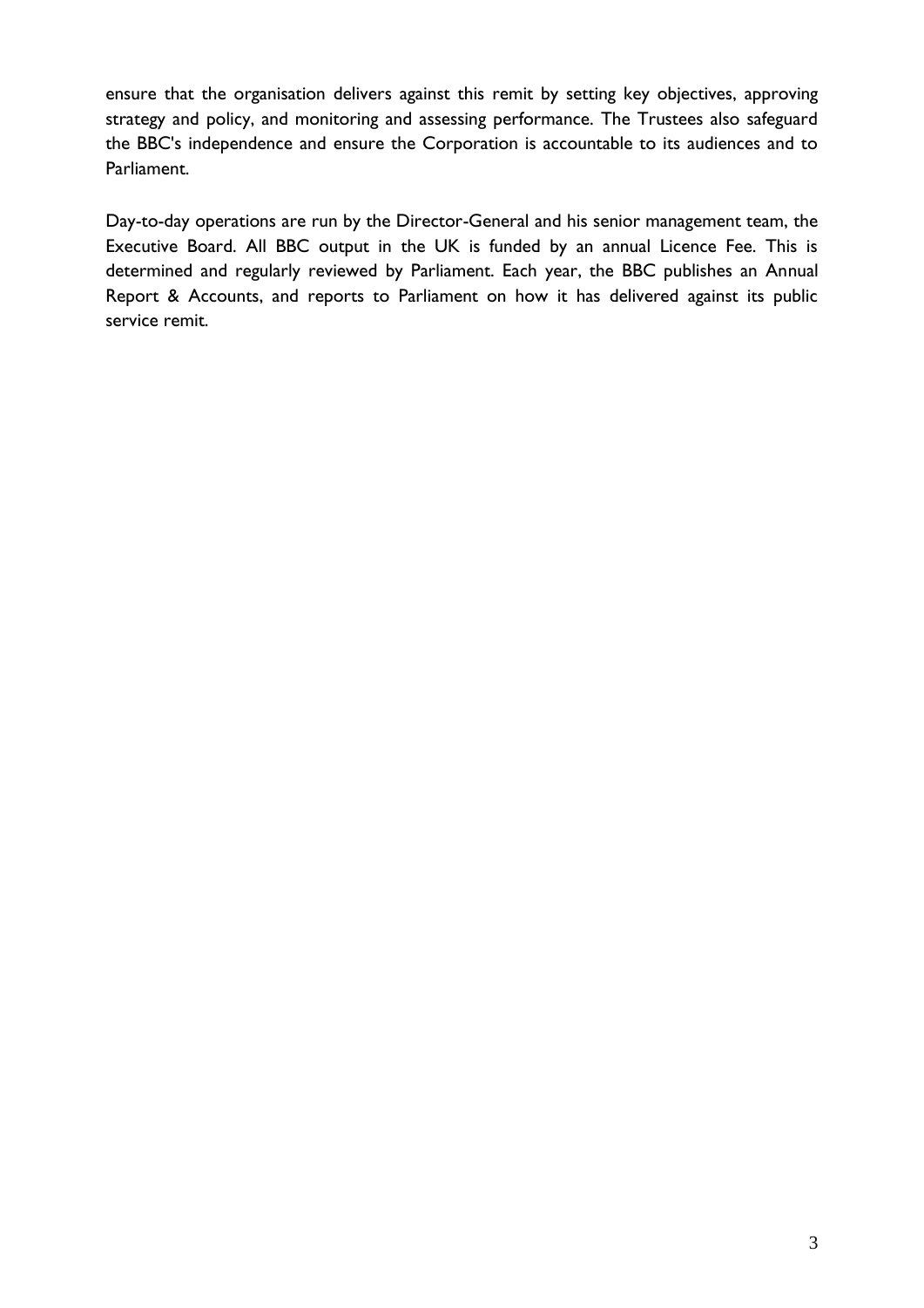ensure that the organisation delivers against this remit by setting key objectives, approving strategy and policy, and monitoring and assessing performance. The Trustees also safeguard the BBC's independence and ensure the Corporation is accountable to its audiences and to Parliament.

Day-to-day operations are run by the Director-General and his senior management team, the Executive Board. All BBC output in the UK is funded by an annual Licence Fee. This is determined and regularly reviewed by Parliament. Each year, the BBC publishes an Annual Report & Accounts, and reports to Parliament on how it has delivered against its public service remit.